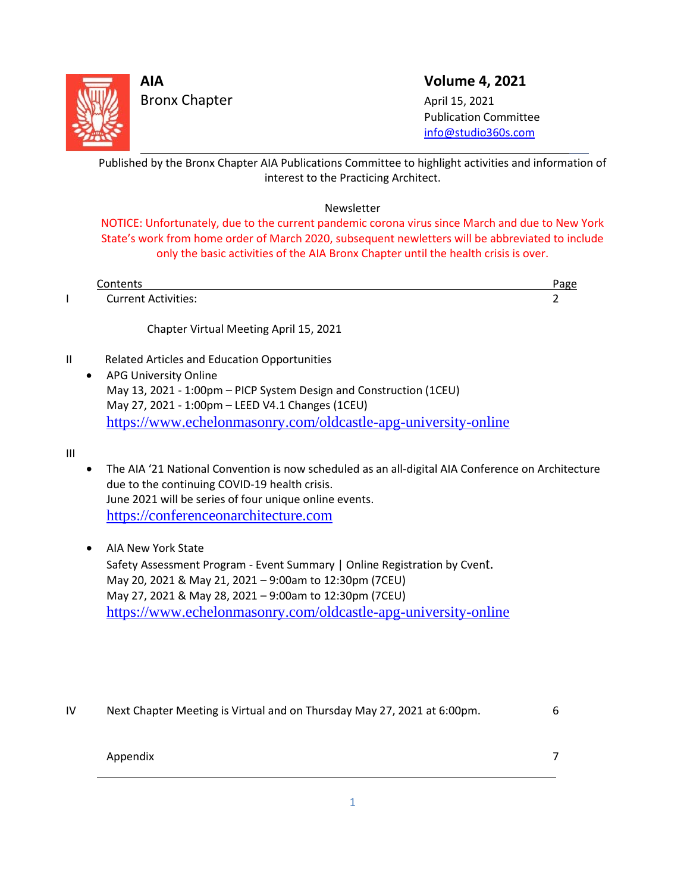**AIA**
Bronx Chapter

**Volume 4, 2021**
April 15, 2021
Publication Committee
info@studio360s.com

Published by the Bronx Chapter AIA Publications Committee to highlight activities and information of interest to the Practicing Architect.

Newsletter

NOTICE: Unfortunately, due to the current pandemic corona virus since March and due to New York State's work from home order of March 2020, subsequent newletters will be abbreviated to include only the basic activities of the AIA Bronx Chapter until the health crisis is over.

| | Contents | Page |
|---|---|---|
| I | Current Activities: | 2 |
| | Chapter Virtual Meeting April 15, 2021 | |

II Related Articles and Education Opportunities

- APG University Online
  May 13, 2021 - 1:00pm – PICP System Design and Construction (1CEU)
  May 27, 2021 - 1:00pm – LEED V4.1 Changes (1CEU)
  https://www.echelonmasonry.com/oldcastle-apg-university-online

III

- The AIA '21 National Convention is now scheduled as an all-digital AIA Conference on Architecture due to the continuing COVID-19 health crisis.
  June 2021 will be series of four unique online events.
  https://conferenceonarchitecture.com

- AIA New York State
  Safety Assessment Program - Event Summary | Online Registration by Cvent.
  May 20, 2021 & May 21, 2021 – 9:00am to 12:30pm (7CEU)
  May 27, 2021 & May 28, 2021 – 9:00am to 12:30pm (7CEU)
  https://www.echelonmasonry.com/oldcastle-apg-university-online

| | | |
|---|---|---|
| IV | Next Chapter Meeting is Virtual and on Thursday May 27, 2021 at 6:00pm. | 6 |
| | Appendix | 7 |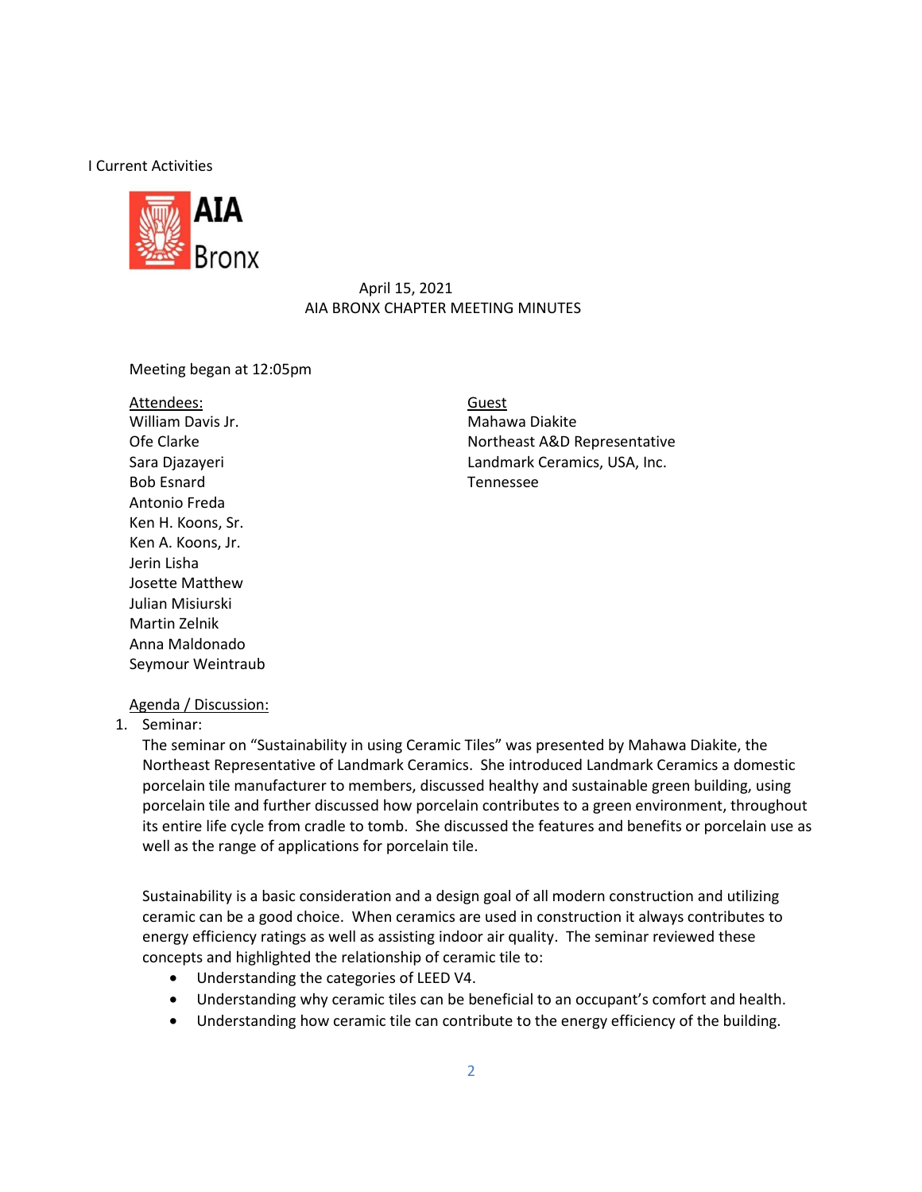I Current Activities

AIA Bronx

April 15, 2021
AIA BRONX CHAPTER MEETING MINUTES

Meeting began at 12:05pm

Attendees:
William Davis Jr.
Ofe Clarke
Sara Djazayeri
Bob Esnard
Antonio Freda
Ken H. Koons, Sr.
Ken A. Koons, Jr.
Jerin Lisha
Josette Matthew
Julian Misiurski
Martin Zelnik
Anna Maldonado
Seymour Weintraub

Guest
Mahawa Diakite
Northeast A&D Representative
Landmark Ceramics, USA, Inc.
Tennessee

Agenda / Discussion:

1. Seminar:
   The seminar on "Sustainability in using Ceramic Tiles" was presented by Mahawa Diakite, the Northeast Representative of Landmark Ceramics. She introduced Landmark Ceramics a domestic porcelain tile manufacturer to members, discussed healthy and sustainable green building, using porcelain tile and further discussed how porcelain contributes to a green environment, throughout its entire life cycle from cradle to tomb. She discussed the features and benefits or porcelain use as well as the range of applications for porcelain tile.

   Sustainability is a basic consideration and a design goal of all modern construction and utilizing ceramic can be a good choice. When ceramics are used in construction it always contributes to energy efficiency ratings as well as assisting indoor air quality. The seminar reviewed these concepts and highlighted the relationship of ceramic tile to:
   - Understanding the categories of LEED V4.
   - Understanding why ceramic tiles can be beneficial to an occupant's comfort and health.
   - Understanding how ceramic tile can contribute to the energy efficiency of the building.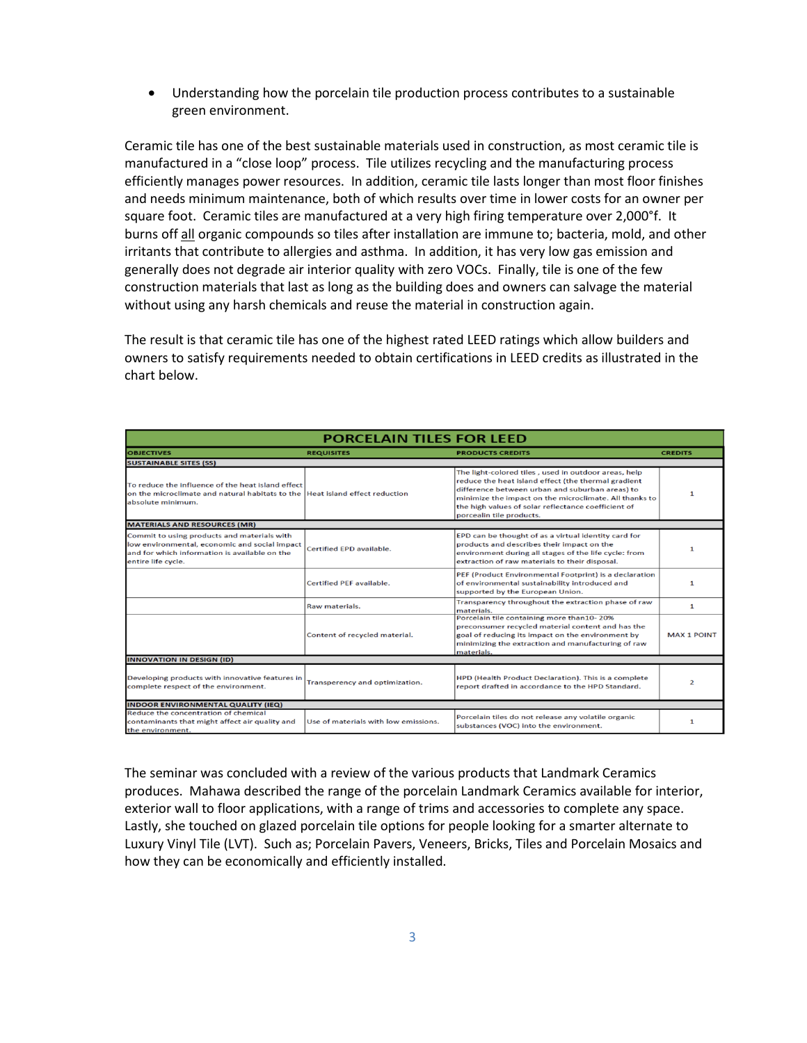- Understanding how the porcelain tile production process contributes to a sustainable green environment.

Ceramic tile has one of the best sustainable materials used in construction, as most ceramic tile is manufactured in a "close loop" process. Tile utilizes recycling and the manufacturing process efficiently manages power resources. In addition, ceramic tile lasts longer than most floor finishes and needs minimum maintenance, both of which results over time in lower costs for an owner per square foot. Ceramic tiles are manufactured at a very high firing temperature over 2,000°f. It burns off all organic compounds so tiles after installation are immune to; bacteria, mold, and other irritants that contribute to allergies and asthma. In addition, it has very low gas emission and generally does not degrade air interior quality with zero VOCs. Finally, tile is one of the few construction materials that last as long as the building does and owners can salvage the material without using any harsh chemicals and reuse the material in construction again.

The result is that ceramic tile has one of the highest rated LEED ratings which allow builders and owners to satisfy requirements needed to obtain certifications in LEED credits as illustrated in the chart below.

| PORCELAIN TILES FOR LEED | | | |
|---|---|---|---|
| **OBJECTIVES** | **REQUISITES** | **PRODUCTS CREDITS** | **CREDITS** |
| **SUSTAINABLE SITES (SS)** | | | |
| To reduce the influence of the heat island effect on the microclimate and natural habitats to the absolute minimum. | Heat island effect reduction | The light-colored tiles , used in outdoor areas, help reduce the heat island effect (the thermal gradient difference between urban and suburban areas) to minimize the impact on the microclimate. All thanks to the high values of solar reflectance coefficient of porcealin tile products. | 1 |
| **MATERIALS AND RESOURCES (MR)** | | | |
| Commit to using products and materials with low environmental, economic and social impact and for which information is available on the entire life cycle. | Certified EPD available. | EPD can be thought of as a virtual identity card for products and describes their impact on the environment during all stages of the life cycle: from extraction of raw materials to their disposal. | 1 |
| | Certified PEF available. | PEF (Product Environmental Footprint) is a declaration of environmental sustainability introduced and supported by the European Union. | 1 |
| | Raw materials. | Transparency throughout the extraction phase of raw materials. | 1 |
| | Content of recycled material. | Porcelain tile containing more than10- 20% preconsumer recycled material content and has the goal of reducing its impact on the environment by minimizing the extraction and manufacturing of raw materials. | MAX 1 POINT |
| **INNOVATION IN DESIGN (ID)** | | | |
| Developing products with innovative features in complete respect of the environment. | Transparency and optimization. | HPD (Health Product Declaration). This is a complete report drafted in accordance to the HPD Standard. | 2 |
| **INDOOR ENVIRONMENTAL QUALITY (IEQ)** | | | |
| Reduce the concentration of chemical contaminants that might affect air quality and the environment. | Use of materials with low emissions. | Porcelain tiles do not release any volatile organic substances (VOC) into the environment. | 1 |

The seminar was concluded with a review of the various products that Landmark Ceramics produces. Mahawa described the range of the porcelain Landmark Ceramics available for interior, exterior wall to floor applications, with a range of trims and accessories to complete any space. Lastly, she touched on glazed porcelain tile options for people looking for a smarter alternate to Luxury Vinyl Tile (LVT). Such as; Porcelain Pavers, Veneers, Bricks, Tiles and Porcelain Mosaics and how they can be economically and efficiently installed.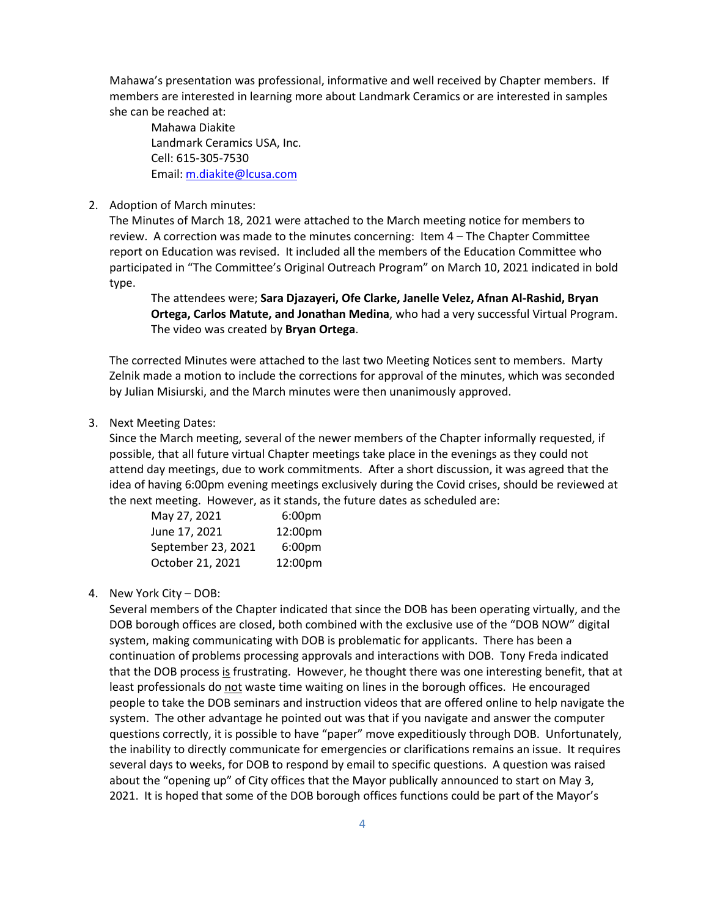Mahawa's presentation was professional, informative and well received by Chapter members. If members are interested in learning more about Landmark Ceramics or are interested in samples she can be reached at:

> Mahawa Diakite
> Landmark Ceramics USA, Inc.
> Cell: 615-305-7530
> Email: m.diakite@lcusa.com

2. Adoption of March minutes:
   The Minutes of March 18, 2021 were attached to the March meeting notice for members to review. A correction was made to the minutes concerning: Item 4 – The Chapter Committee report on Education was revised. It included all the members of the Education Committee who participated in "The Committee's Original Outreach Program" on March 10, 2021 indicated in bold type.

   > The attendees were; **Sara Djazayeri, Ofe Clarke, Janelle Velez, Afnan Al-Rashid, Bryan Ortega, Carlos Matute, and Jonathan Medina**, who had a very successful Virtual Program. The video was created by **Bryan Ortega**.

   The corrected Minutes were attached to the last two Meeting Notices sent to members. Marty Zelnik made a motion to include the corrections for approval of the minutes, which was seconded by Julian Misiurski, and the March minutes were then unanimously approved.

3. Next Meeting Dates:
   Since the March meeting, several of the newer members of the Chapter informally requested, if possible, that all future virtual Chapter meetings take place in the evenings as they could not attend day meetings, due to work commitments. After a short discussion, it was agreed that the idea of having 6:00pm evening meetings exclusively during the Covid crises, should be reviewed at the next meeting. However, as it stands, the future dates as scheduled are:

   | | |
   |---|---|
   | May 27, 2021 | 6:00pm |
   | June 17, 2021 | 12:00pm |
   | September 23, 2021 | 6:00pm |
   | October 21, 2021 | 12:00pm |

4. New York City – DOB:
   Several members of the Chapter indicated that since the DOB has been operating virtually, and the DOB borough offices are closed, both combined with the exclusive use of the "DOB NOW" digital system, making communicating with DOB is problematic for applicants. There has been a continuation of problems processing approvals and interactions with DOB. Tony Freda indicated that the DOB process <u>is</u> frustrating. However, he thought there was one interesting benefit, that at least professionals do <u>not</u> waste time waiting on lines in the borough offices. He encouraged people to take the DOB seminars and instruction videos that are offered online to help navigate the system. The other advantage he pointed out was that if you navigate and answer the computer questions correctly, it is possible to have "paper" move expeditiously through DOB. Unfortunately, the inability to directly communicate for emergencies or clarifications remains an issue. It requires several days to weeks, for DOB to respond by email to specific questions. A question was raised about the "opening up" of City offices that the Mayor publically announced to start on May 3, 2021. It is hoped that some of the DOB borough offices functions could be part of the Mayor's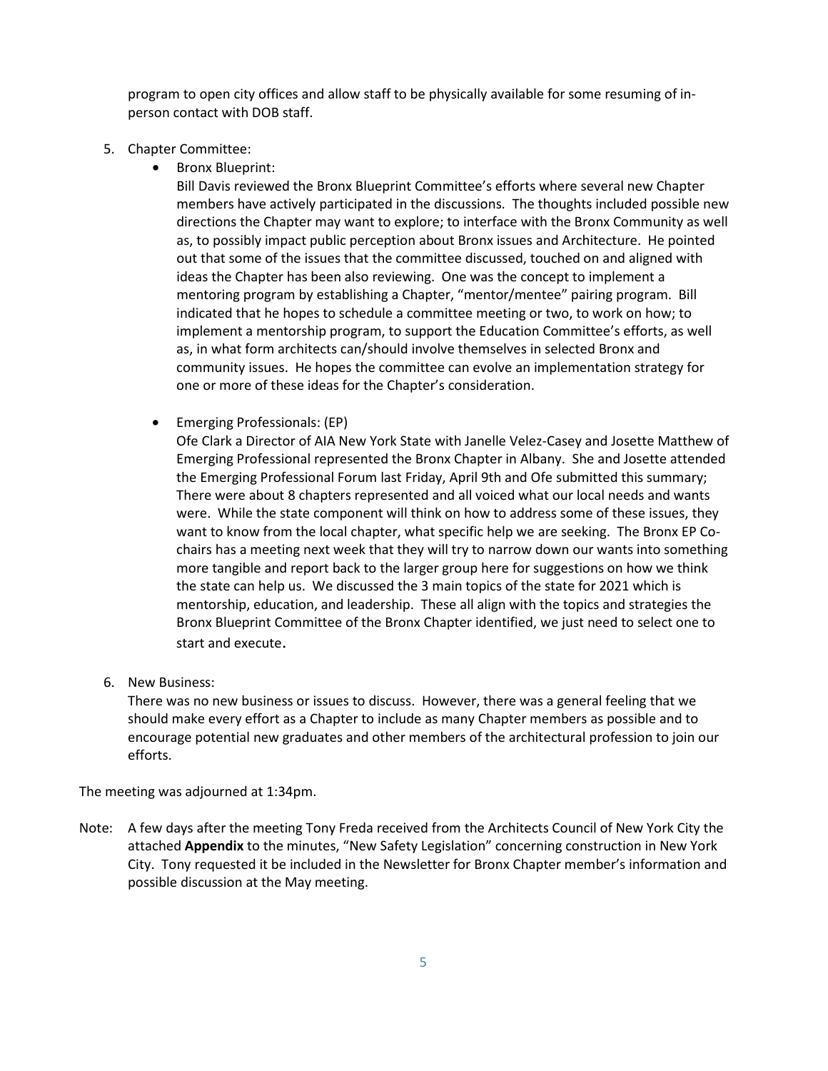program to open city offices and allow staff to be physically available for some resuming of in-person contact with DOB staff.

5. Chapter Committee:
   - Bronx Blueprint:

     Bill Davis reviewed the Bronx Blueprint Committee's efforts where several new Chapter members have actively participated in the discussions. The thoughts included possible new directions the Chapter may want to explore; to interface with the Bronx Community as well as, to possibly impact public perception about Bronx issues and Architecture. He pointed out that some of the issues that the committee discussed, touched on and aligned with ideas the Chapter has been also reviewing. One was the concept to implement a mentoring program by establishing a Chapter, "mentor/mentee" pairing program. Bill indicated that he hopes to schedule a committee meeting or two, to work on how; to implement a mentorship program, to support the Education Committee's efforts, as well as, in what form architects can/should involve themselves in selected Bronx and community issues. He hopes the committee can evolve an implementation strategy for one or more of these ideas for the Chapter's consideration.

   - Emerging Professionals: (EP)

     Ofe Clark a Director of AIA New York State with Janelle Velez-Casey and Josette Matthew of Emerging Professional represented the Bronx Chapter in Albany. She and Josette attended the Emerging Professional Forum last Friday, April 9th and Ofe submitted this summary; There were about 8 chapters represented and all voiced what our local needs and wants were. While the state component will think on how to address some of these issues, they want to know from the local chapter, what specific help we are seeking. The Bronx EP Co-chairs has a meeting next week that they will try to narrow down our wants into something more tangible and report back to the larger group here for suggestions on how we think the state can help us. We discussed the 3 main topics of the state for 2021 which is mentorship, education, and leadership. These all align with the topics and strategies the Bronx Blueprint Committee of the Bronx Chapter identified, we just need to select one to start and execute.

6. New Business:

   There was no new business or issues to discuss. However, there was a general feeling that we should make every effort as a Chapter to include as many Chapter members as possible and to encourage potential new graduates and other members of the architectural profession to join our efforts.

The meeting was adjourned at 1:34pm.

Note: A few days after the meeting Tony Freda received from the Architects Council of New York City the attached **Appendix** to the minutes, "New Safety Legislation" concerning construction in New York City. Tony requested it be included in the Newsletter for Bronx Chapter member's information and possible discussion at the May meeting.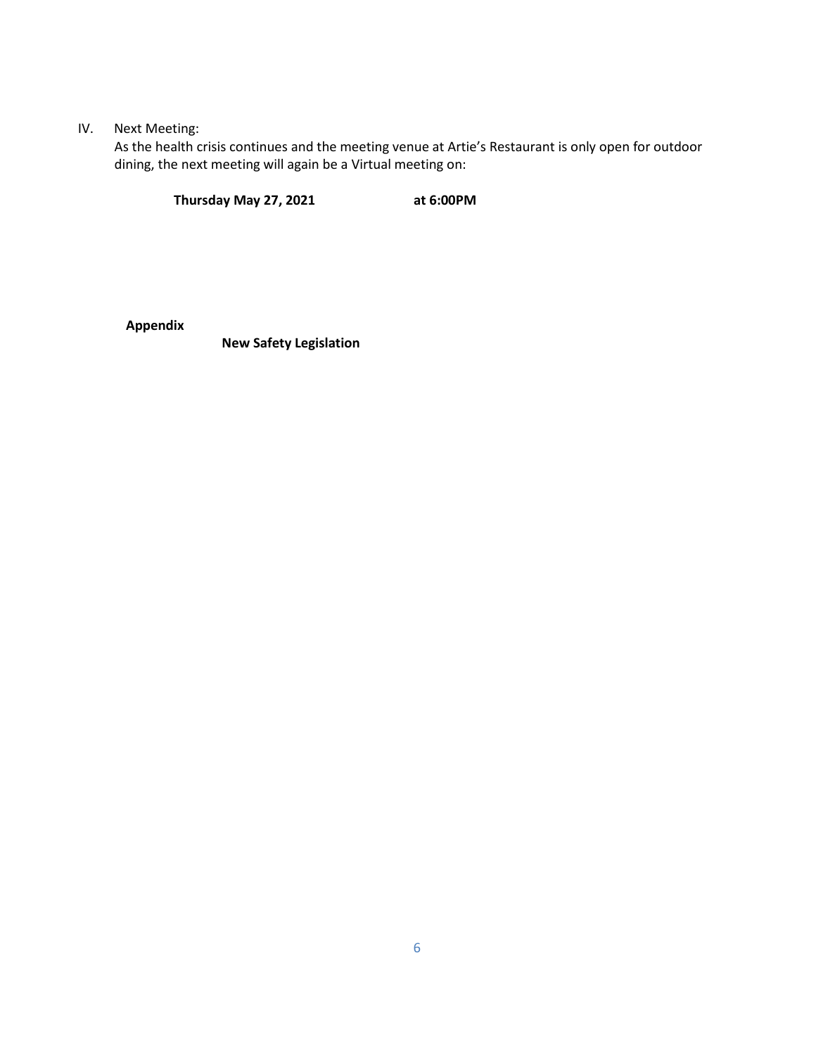IV. Next Meeting:

As the health crisis continues and the meeting venue at Artie's Restaurant is only open for outdoor dining, the next meeting will again be a Virtual meeting on:

**Thursday May 27, 2021** **at 6:00PM**

**Appendix**

**New Safety Legislation**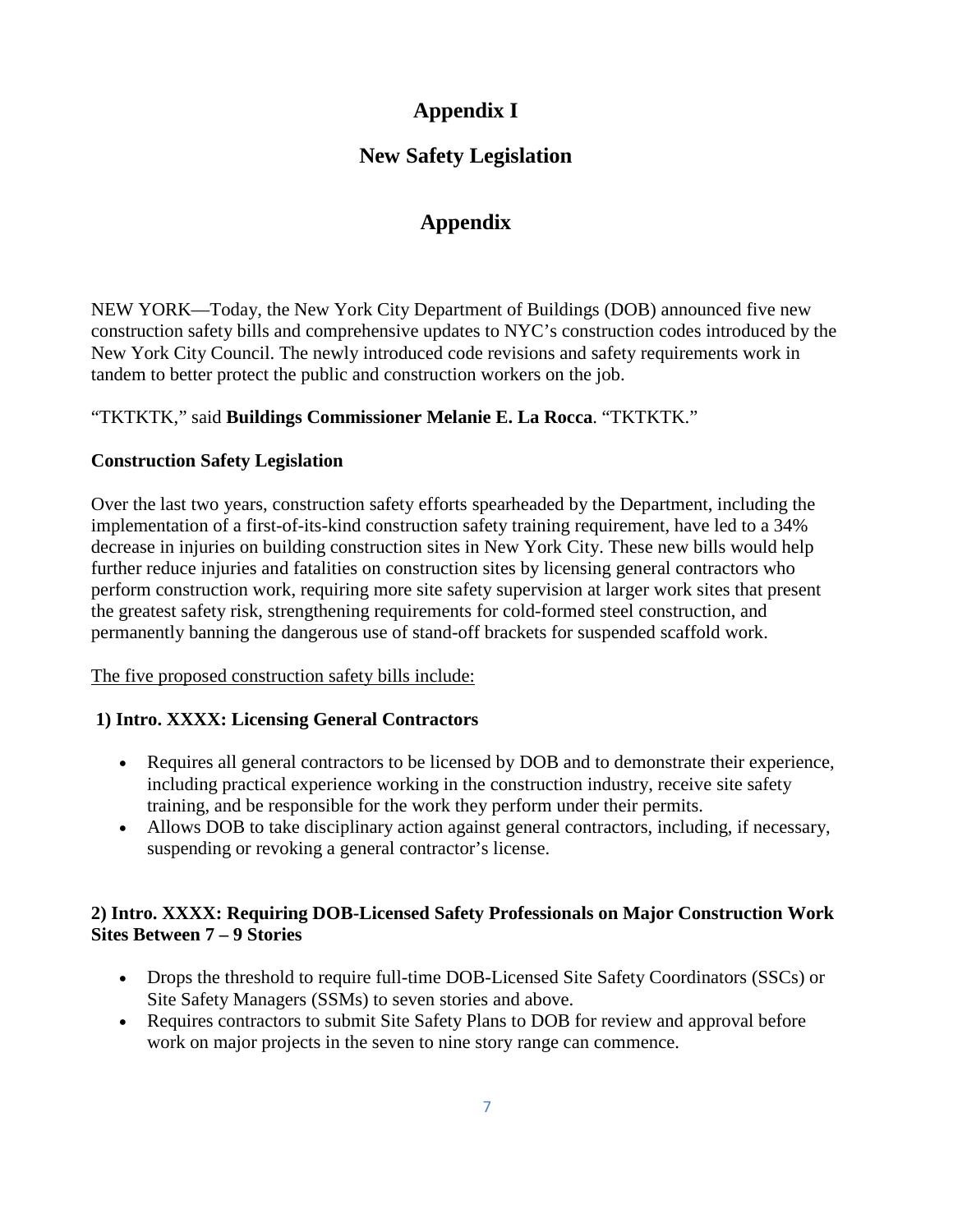# Appendix I

## New Safety Legislation

## Appendix

NEW YORK—Today, the New York City Department of Buildings (DOB) announced five new construction safety bills and comprehensive updates to NYC's construction codes introduced by the New York City Council. The newly introduced code revisions and safety requirements work in tandem to better protect the public and construction workers on the job.

"TKTKTK," said **Buildings Commissioner Melanie E. La Rocca**. "TKTKTK."

**Construction Safety Legislation**

Over the last two years, construction safety efforts spearheaded by the Department, including the implementation of a first-of-its-kind construction safety training requirement, have led to a 34% decrease in injuries on building construction sites in New York City. These new bills would help further reduce injuries and fatalities on construction sites by licensing general contractors who perform construction work, requiring more site safety supervision at larger work sites that present the greatest safety risk, strengthening requirements for cold-formed steel construction, and permanently banning the dangerous use of stand-off brackets for suspended scaffold work.

<u>The five proposed construction safety bills include:</u>

**1) Intro. XXXX: Licensing General Contractors**

- Requires all general contractors to be licensed by DOB and to demonstrate their experience, including practical experience working in the construction industry, receive site safety training, and be responsible for the work they perform under their permits.
- Allows DOB to take disciplinary action against general contractors, including, if necessary, suspending or revoking a general contractor's license.

**2) Intro. XXXX: Requiring DOB-Licensed Safety Professionals on Major Construction Work Sites Between 7 – 9 Stories**

- Drops the threshold to require full-time DOB-Licensed Site Safety Coordinators (SSCs) or Site Safety Managers (SSMs) to seven stories and above.
- Requires contractors to submit Site Safety Plans to DOB for review and approval before work on major projects in the seven to nine story range can commence.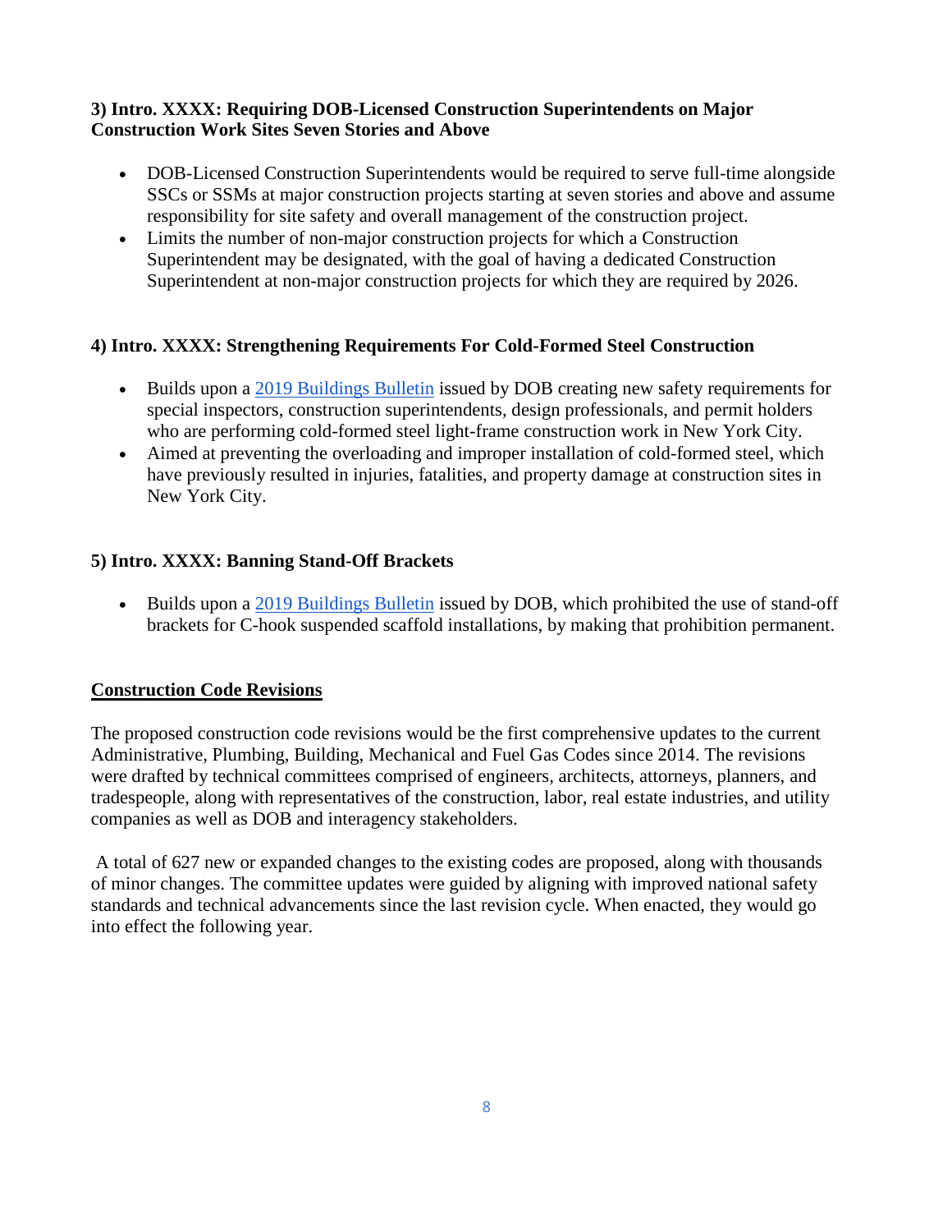### 3) Intro. XXXX: Requiring DOB-Licensed Construction Superintendents on Major Construction Work Sites Seven Stories and Above

- DOB-Licensed Construction Superintendents would be required to serve full-time alongside SSCs or SSMs at major construction projects starting at seven stories and above and assume responsibility for site safety and overall management of the construction project.
- Limits the number of non-major construction projects for which a Construction Superintendent may be designated, with the goal of having a dedicated Construction Superintendent at non-major construction projects for which they are required by 2026.

### 4) Intro. XXXX: Strengthening Requirements For Cold-Formed Steel Construction

- Builds upon a 2019 Buildings Bulletin issued by DOB creating new safety requirements for special inspectors, construction superintendents, design professionals, and permit holders who are performing cold-formed steel light-frame construction work in New York City.
- Aimed at preventing the overloading and improper installation of cold-formed steel, which have previously resulted in injuries, fatalities, and property damage at construction sites in New York City.

### 5) Intro. XXXX: Banning Stand-Off Brackets

- Builds upon a 2019 Buildings Bulletin issued by DOB, which prohibited the use of stand-off brackets for C-hook suspended scaffold installations, by making that prohibition permanent.

## Construction Code Revisions

The proposed construction code revisions would be the first comprehensive updates to the current Administrative, Plumbing, Building, Mechanical and Fuel Gas Codes since 2014. The revisions were drafted by technical committees comprised of engineers, architects, attorneys, planners, and tradespeople, along with representatives of the construction, labor, real estate industries, and utility companies as well as DOB and interagency stakeholders.

A total of 627 new or expanded changes to the existing codes are proposed, along with thousands of minor changes. The committee updates were guided by aligning with improved national safety standards and technical advancements since the last revision cycle. When enacted, they would go into effect the following year.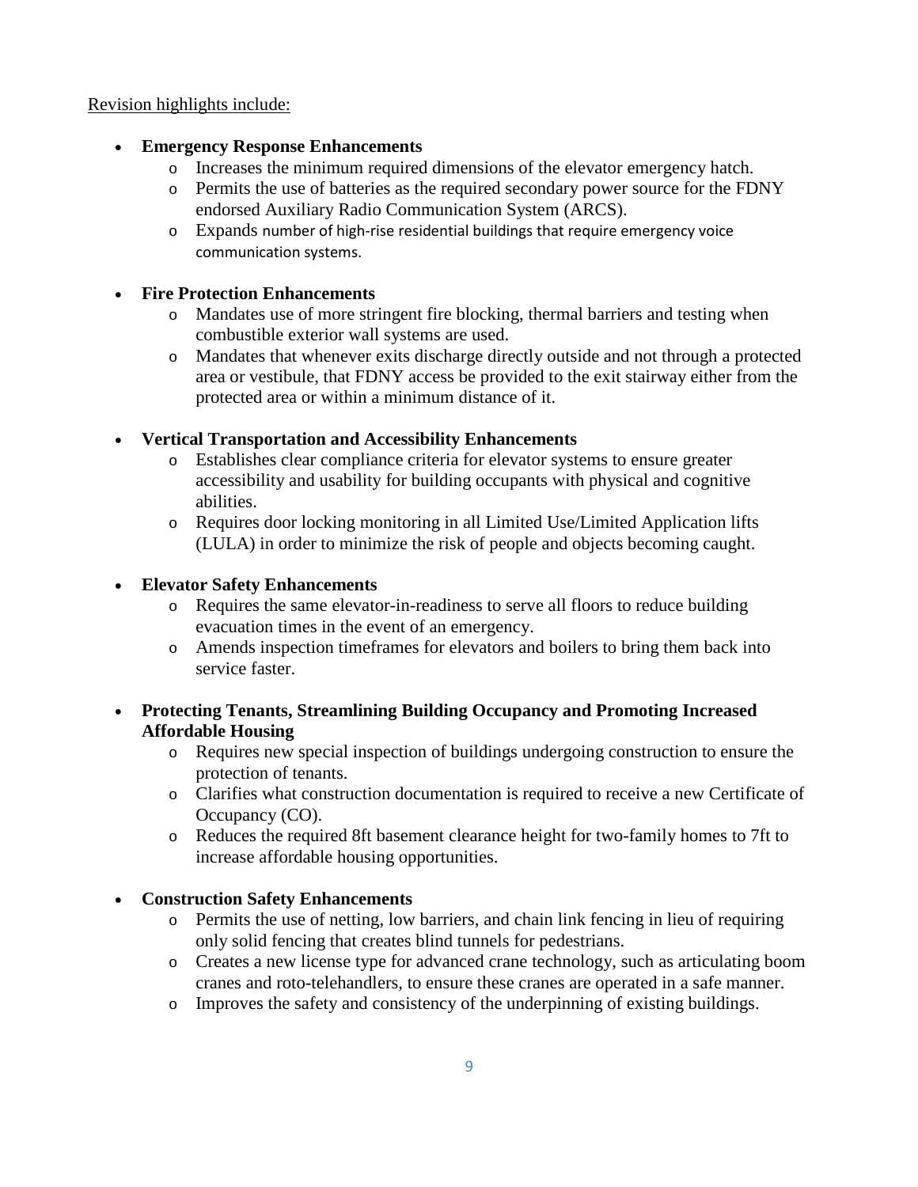Revision highlights include:

- **Emergency Response Enhancements**
  - Increases the minimum required dimensions of the elevator emergency hatch.
  - Permits the use of batteries as the required secondary power source for the FDNY endorsed Auxiliary Radio Communication System (ARCS).
  - Expands number of high-rise residential buildings that require emergency voice communication systems.

- **Fire Protection Enhancements**
  - Mandates use of more stringent fire blocking, thermal barriers and testing when combustible exterior wall systems are used.
  - Mandates that whenever exits discharge directly outside and not through a protected area or vestibule, that FDNY access be provided to the exit stairway either from the protected area or within a minimum distance of it.

- **Vertical Transportation and Accessibility Enhancements**
  - Establishes clear compliance criteria for elevator systems to ensure greater accessibility and usability for building occupants with physical and cognitive abilities.
  - Requires door locking monitoring in all Limited Use/Limited Application lifts (LULA) in order to minimize the risk of people and objects becoming caught.

- **Elevator Safety Enhancements**
  - Requires the same elevator-in-readiness to serve all floors to reduce building evacuation times in the event of an emergency.
  - Amends inspection timeframes for elevators and boilers to bring them back into service faster.

- **Protecting Tenants, Streamlining Building Occupancy and Promoting Increased Affordable Housing**
  - Requires new special inspection of buildings undergoing construction to ensure the protection of tenants.
  - Clarifies what construction documentation is required to receive a new Certificate of Occupancy (CO).
  - Reduces the required 8ft basement clearance height for two-family homes to 7ft to increase affordable housing opportunities.

- **Construction Safety Enhancements**
  - Permits the use of netting, low barriers, and chain link fencing in lieu of requiring only solid fencing that creates blind tunnels for pedestrians.
  - Creates a new license type for advanced crane technology, such as articulating boom cranes and roto-telehandlers, to ensure these cranes are operated in a safe manner.
  - Improves the safety and consistency of the underpinning of existing buildings.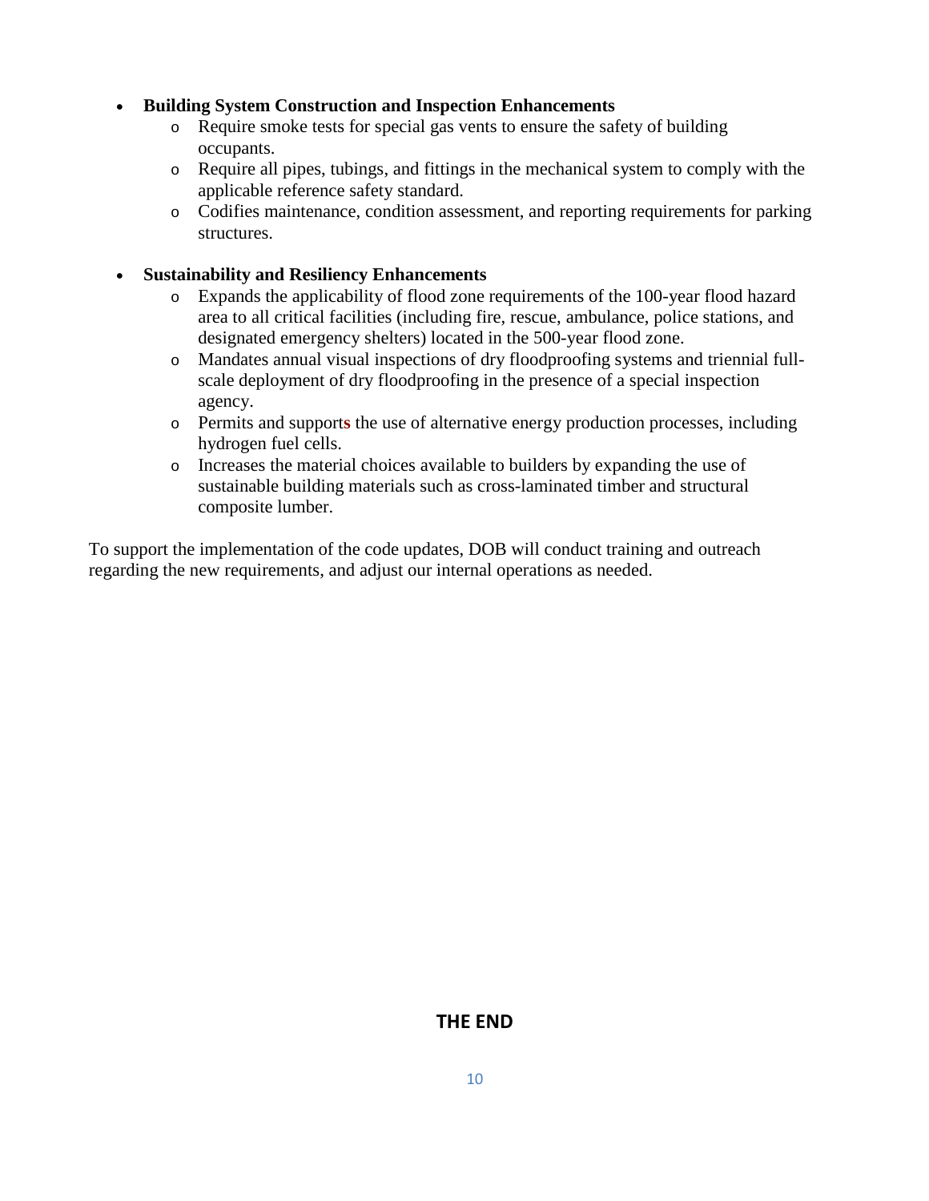- **Building System Construction and Inspection Enhancements**
  - Require smoke tests for special gas vents to ensure the safety of building occupants.
  - Require all pipes, tubings, and fittings in the mechanical system to comply with the applicable reference safety standard.
  - Codifies maintenance, condition assessment, and reporting requirements for parking structures.

- **Sustainability and Resiliency Enhancements**
  - Expands the applicability of flood zone requirements of the 100-year flood hazard area to all critical facilities (including fire, rescue, ambulance, police stations, and designated emergency shelters) located in the 500-year flood zone.
  - Mandates annual visual inspections of dry floodproofing systems and triennial full-scale deployment of dry floodproofing in the presence of a special inspection agency.
  - Permits and supports the use of alternative energy production processes, including hydrogen fuel cells.
  - Increases the material choices available to builders by expanding the use of sustainable building materials such as cross-laminated timber and structural composite lumber.

To support the implementation of the code updates, DOB will conduct training and outreach regarding the new requirements, and adjust our internal operations as needed.

**THE END**